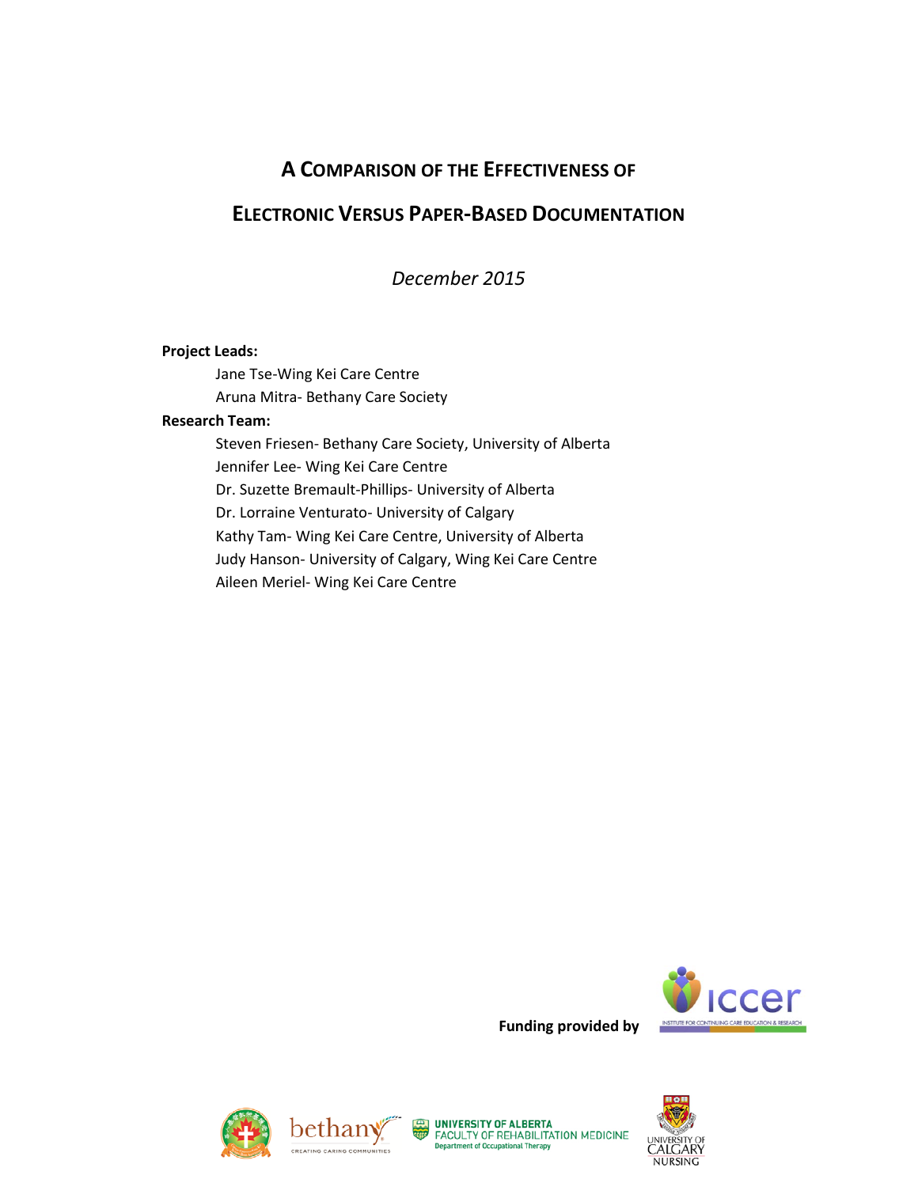# A Comparison of the Effectiveness of Electronic Versus Paper-Based Documentation

*December 2015*

**Project Leads:**

- Jane Tse-Wing Kei Care Centre
- Aruna Mitra- Bethany Care Society

**Research Team:**

- Steven Friesen- Bethany Care Society, University of Alberta
- Jennifer Lee- Wing Kei Care Centre
- Dr. Suzette Bremault-Phillips- University of Alberta
- Dr. Lorraine Venturato- University of Calgary
- Kathy Tam- Wing Kei Care Centre, University of Alberta
- Judy Hanson- University of Calgary, Wing Kei Care Centre
- Aileen Meriel- Wing Kei Care Centre

**Funding provided by**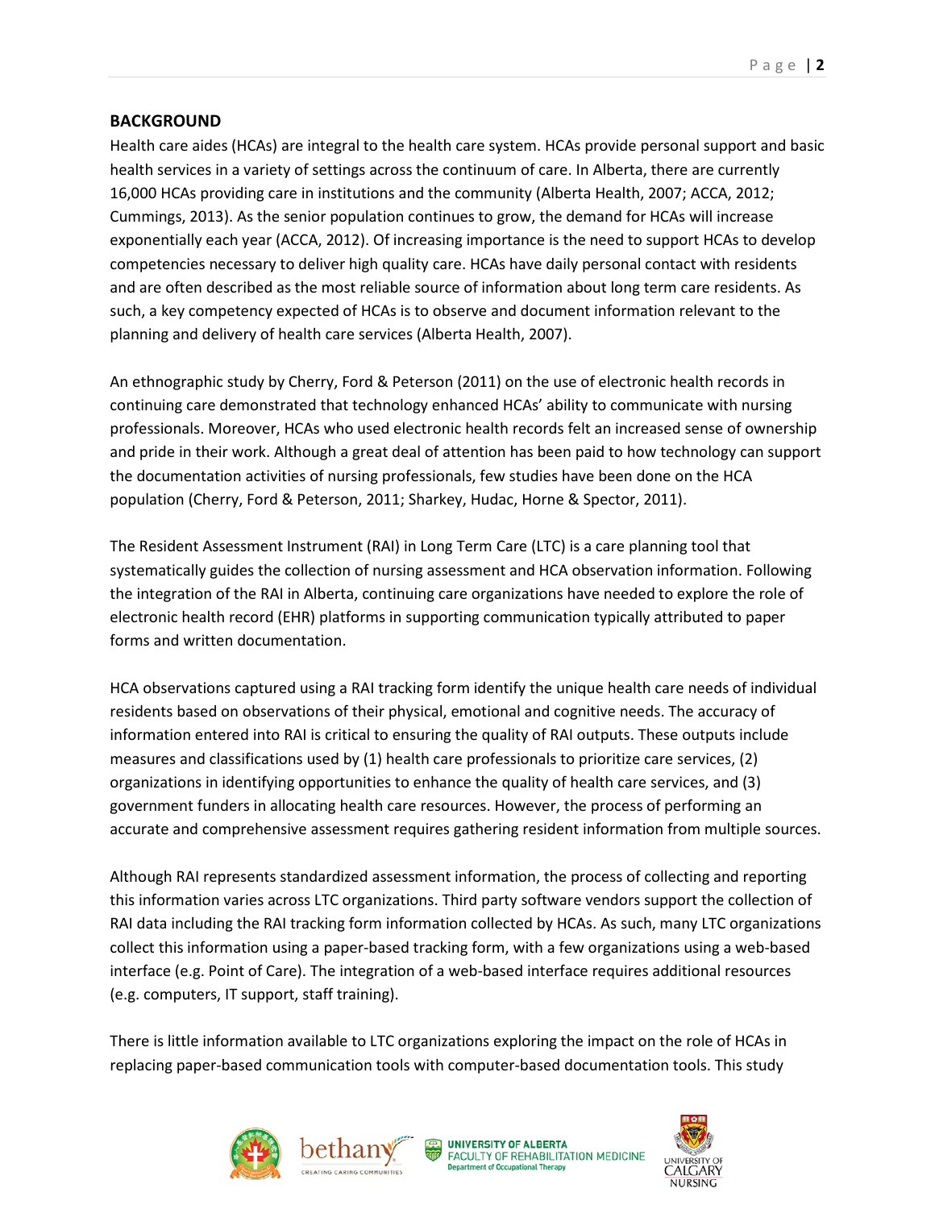## BACKGROUND

Health care aides (HCAs) are integral to the health care system. HCAs provide personal support and basic health services in a variety of settings across the continuum of care. In Alberta, there are currently 16,000 HCAs providing care in institutions and the community (Alberta Health, 2007; ACCA, 2012; Cummings, 2013). As the senior population continues to grow, the demand for HCAs will increase exponentially each year (ACCA, 2012). Of increasing importance is the need to support HCAs to develop competencies necessary to deliver high quality care. HCAs have daily personal contact with residents and are often described as the most reliable source of information about long term care residents. As such, a key competency expected of HCAs is to observe and document information relevant to the planning and delivery of health care services (Alberta Health, 2007).

An ethnographic study by Cherry, Ford & Peterson (2011) on the use of electronic health records in continuing care demonstrated that technology enhanced HCAs' ability to communicate with nursing professionals. Moreover, HCAs who used electronic health records felt an increased sense of ownership and pride in their work. Although a great deal of attention has been paid to how technology can support the documentation activities of nursing professionals, few studies have been done on the HCA population (Cherry, Ford & Peterson, 2011; Sharkey, Hudac, Horne & Spector, 2011).

The Resident Assessment Instrument (RAI) in Long Term Care (LTC) is a care planning tool that systematically guides the collection of nursing assessment and HCA observation information. Following the integration of the RAI in Alberta, continuing care organizations have needed to explore the role of electronic health record (EHR) platforms in supporting communication typically attributed to paper forms and written documentation.

HCA observations captured using a RAI tracking form identify the unique health care needs of individual residents based on observations of their physical, emotional and cognitive needs. The accuracy of information entered into RAI is critical to ensuring the quality of RAI outputs. These outputs include measures and classifications used by (1) health care professionals to prioritize care services, (2) organizations in identifying opportunities to enhance the quality of health care services, and (3) government funders in allocating health care resources. However, the process of performing an accurate and comprehensive assessment requires gathering resident information from multiple sources.

Although RAI represents standardized assessment information, the process of collecting and reporting this information varies across LTC organizations. Third party software vendors support the collection of RAI data including the RAI tracking form information collected by HCAs. As such, many LTC organizations collect this information using a paper-based tracking form, with a few organizations using a web-based interface (e.g. Point of Care). The integration of a web-based interface requires additional resources (e.g. computers, IT support, staff training).

There is little information available to LTC organizations exploring the impact on the role of HCAs in replacing paper-based communication tools with computer-based documentation tools. This study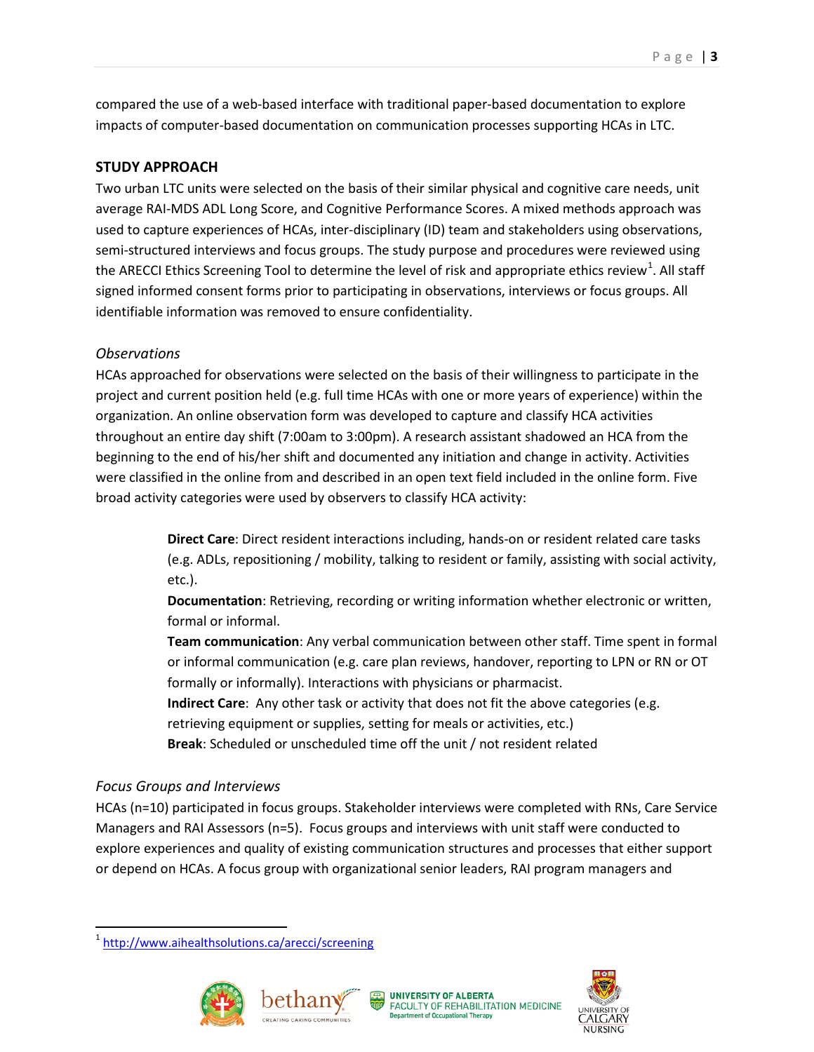compared the use of a web-based interface with traditional paper-based documentation to explore impacts of computer-based documentation on communication processes supporting HCAs in LTC.

## STUDY APPROACH

Two urban LTC units were selected on the basis of their similar physical and cognitive care needs, unit average RAI-MDS ADL Long Score, and Cognitive Performance Scores. A mixed methods approach was used to capture experiences of HCAs, inter-disciplinary (ID) team and stakeholders using observations, semi-structured interviews and focus groups. The study purpose and procedures were reviewed using the ARECCI Ethics Screening Tool to determine the level of risk and appropriate ethics review[1]. All staff signed informed consent forms prior to participating in observations, interviews or focus groups. All identifiable information was removed to ensure confidentiality.

### *Observations*

HCAs approached for observations were selected on the basis of their willingness to participate in the project and current position held (e.g. full time HCAs with one or more years of experience) within the organization. An online observation form was developed to capture and classify HCA activities throughout an entire day shift (7:00am to 3:00pm). A research assistant shadowed an HCA from the beginning to the end of his/her shift and documented any initiation and change in activity. Activities were classified in the online from and described in an open text field included in the online form. Five broad activity categories were used by observers to classify HCA activity:

> **Direct Care**: Direct resident interactions including, hands-on or resident related care tasks (e.g. ADLs, repositioning / mobility, talking to resident or family, assisting with social activity, etc.).
>
> **Documentation**: Retrieving, recording or writing information whether electronic or written, formal or informal.
>
> **Team communication**: Any verbal communication between other staff. Time spent in formal or informal communication (e.g. care plan reviews, handover, reporting to LPN or RN or OT formally or informally). Interactions with physicians or pharmacist.
>
> **Indirect Care**: Any other task or activity that does not fit the above categories (e.g. retrieving equipment or supplies, setting for meals or activities, etc.)
>
> **Break**: Scheduled or unscheduled time off the unit / not resident related

### *Focus Groups and Interviews*

HCAs (n=10) participated in focus groups. Stakeholder interviews were completed with RNs, Care Service Managers and RAI Assessors (n=5). Focus groups and interviews with unit staff were conducted to explore experiences and quality of existing communication structures and processes that either support or depend on HCAs. A focus group with organizational senior leaders, RAI program managers and

---

[1] http://www.aihealthsolutions.ca/arecci/screening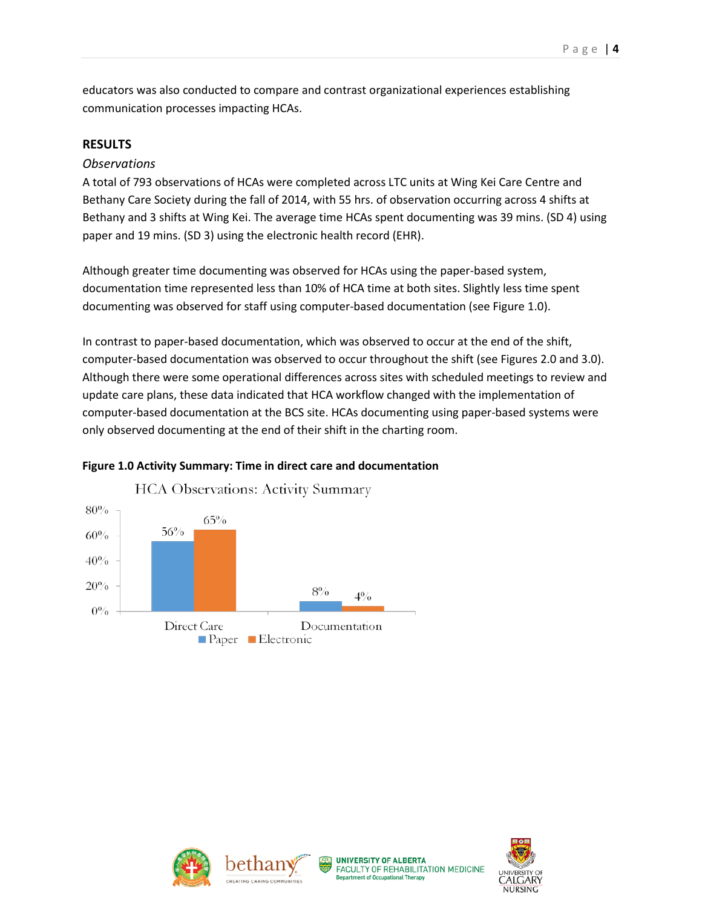educators was also conducted to compare and contrast organizational experiences establishing communication processes impacting HCAs.

## RESULTS

### *Observations*

A total of 793 observations of HCAs were completed across LTC units at Wing Kei Care Centre and Bethany Care Society during the fall of 2014, with 55 hrs. of observation occurring across 4 shifts at Bethany and 3 shifts at Wing Kei. The average time HCAs spent documenting was 39 mins. (SD 4) using paper and 19 mins. (SD 3) using the electronic health record (EHR).

Although greater time documenting was observed for HCAs using the paper-based system, documentation time represented less than 10% of HCA time at both sites. Slightly less time spent documenting was observed for staff using computer-based documentation (see Figure 1.0).

In contrast to paper-based documentation, which was observed to occur at the end of the shift, computer-based documentation was observed to occur throughout the shift (see Figures 2.0 and 3.0). Although there were some operational differences across sites with scheduled meetings to review and update care plans, these data indicated that HCA workflow changed with the implementation of computer-based documentation at the BCS site. HCAs documenting using paper-based systems were only observed documenting at the end of their shift in the charting room.

**Figure 1.0 Activity Summary: Time in direct care and documentation**

HCA Observations: Activity Summary

| | Paper | Electronic |
|---|---|---|
| Direct Care | 56% | 65% |
| Documentation | 8% | 4% |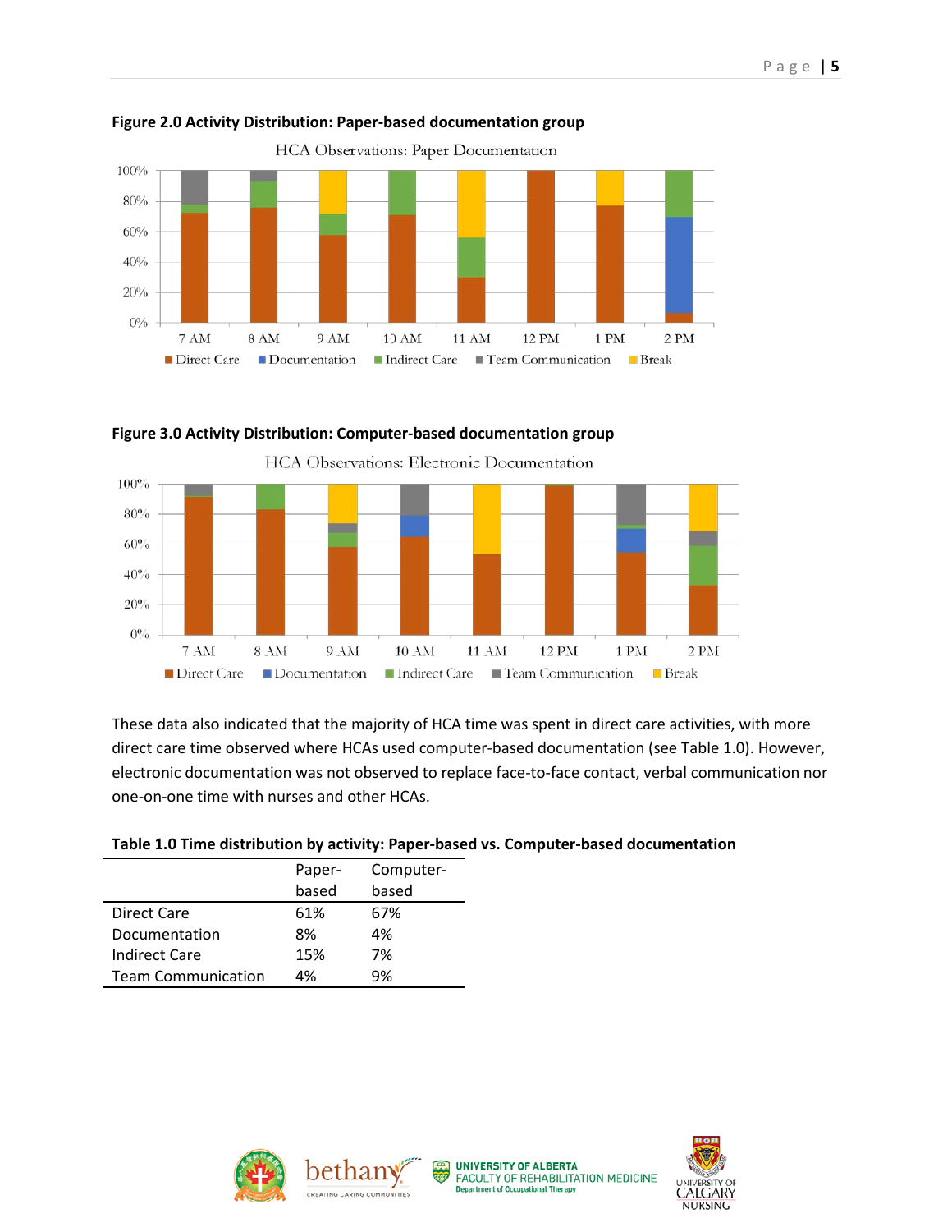**Figure 2.0 Activity Distribution: Paper-based documentation group**

**Figure 3.0 Activity Distribution: Computer-based documentation group**

These data also indicated that the majority of HCA time was spent in direct care activities, with more direct care time observed where HCAs used computer-based documentation (see Table 1.0). However, electronic documentation was not observed to replace face-to-face contact, verbal communication nor one-on-one time with nurses and other HCAs.

**Table 1.0 Time distribution by activity: Paper-based vs. Computer-based documentation**

| | Paper-based | Computer-based |
|---|---|---|
| Direct Care | 61% | 67% |
| Documentation | 8% | 4% |
| Indirect Care | 15% | 7% |
| Team Communication | 4% | 9% |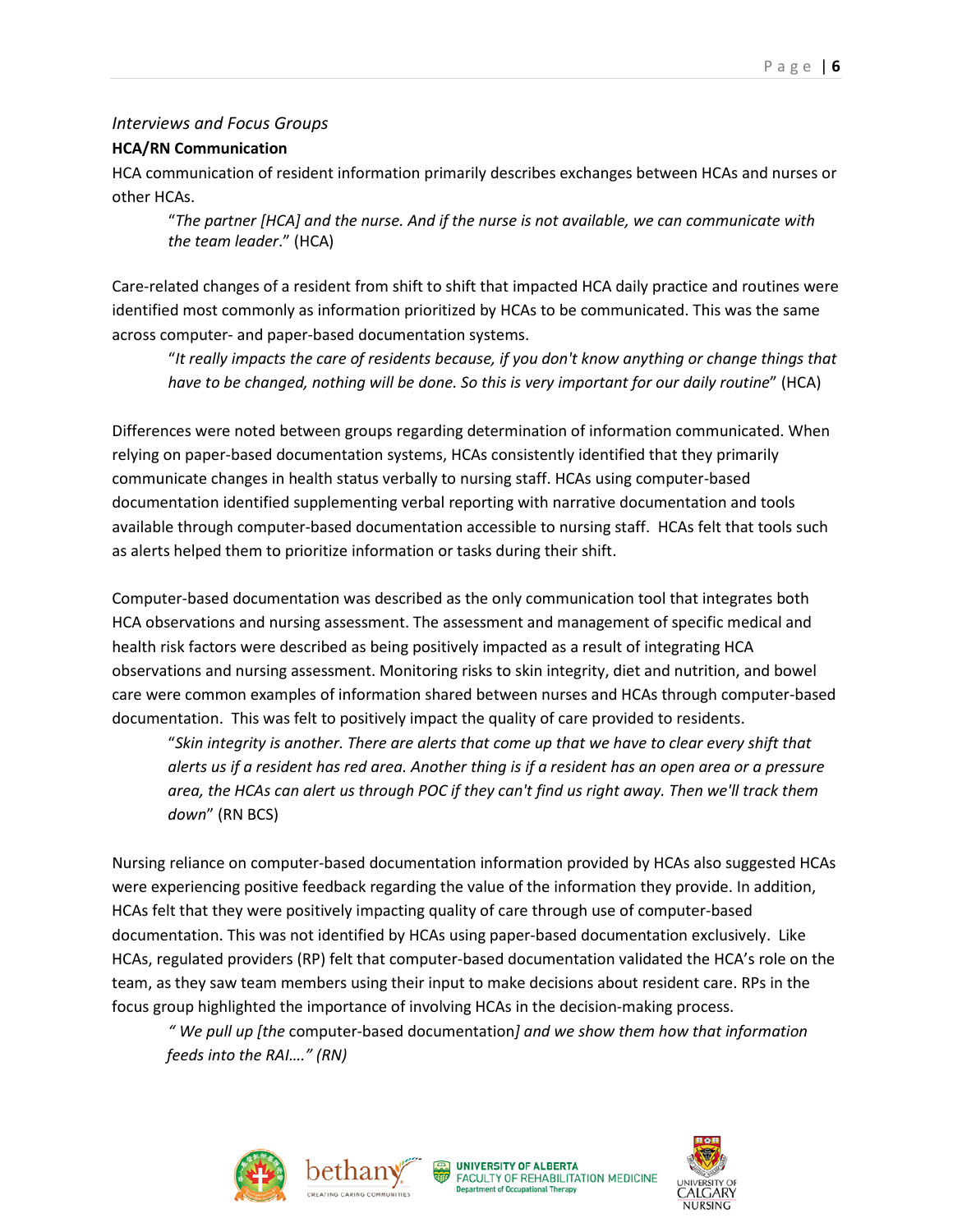*Interviews and Focus Groups*

**HCA/RN Communication**

HCA communication of resident information primarily describes exchanges between HCAs and nurses or other HCAs.

> "*The partner [HCA] and the nurse. And if the nurse is not available, we can communicate with the team leader*." (HCA)

Care-related changes of a resident from shift to shift that impacted HCA daily practice and routines were identified most commonly as information prioritized by HCAs to be communicated. This was the same across computer- and paper-based documentation systems.

> "*It really impacts the care of residents because, if you don't know anything or change things that have to be changed, nothing will be done. So this is very important for our daily routine*" (HCA)

Differences were noted between groups regarding determination of information communicated. When relying on paper-based documentation systems, HCAs consistently identified that they primarily communicate changes in health status verbally to nursing staff. HCAs using computer-based documentation identified supplementing verbal reporting with narrative documentation and tools available through computer-based documentation accessible to nursing staff. HCAs felt that tools such as alerts helped them to prioritize information or tasks during their shift.

Computer-based documentation was described as the only communication tool that integrates both HCA observations and nursing assessment. The assessment and management of specific medical and health risk factors were described as being positively impacted as a result of integrating HCA observations and nursing assessment. Monitoring risks to skin integrity, diet and nutrition, and bowel care were common examples of information shared between nurses and HCAs through computer-based documentation. This was felt to positively impact the quality of care provided to residents.

> "*Skin integrity is another. There are alerts that come up that we have to clear every shift that alerts us if a resident has red area. Another thing is if a resident has an open area or a pressure area, the HCAs can alert us through POC if they can't find us right away. Then we'll track them down*" (RN BCS)

Nursing reliance on computer-based documentation information provided by HCAs also suggested HCAs were experiencing positive feedback regarding the value of the information they provide. In addition, HCAs felt that they were positively impacting quality of care through use of computer-based documentation. This was not identified by HCAs using paper-based documentation exclusively. Like HCAs, regulated providers (RP) felt that computer-based documentation validated the HCA's role on the team, as they saw team members using their input to make decisions about resident care. RPs in the focus group highlighted the importance of involving HCAs in the decision-making process.

> *" We pull up [the* computer-based documentation*] and we show them how that information feeds into the RAI…." (RN)*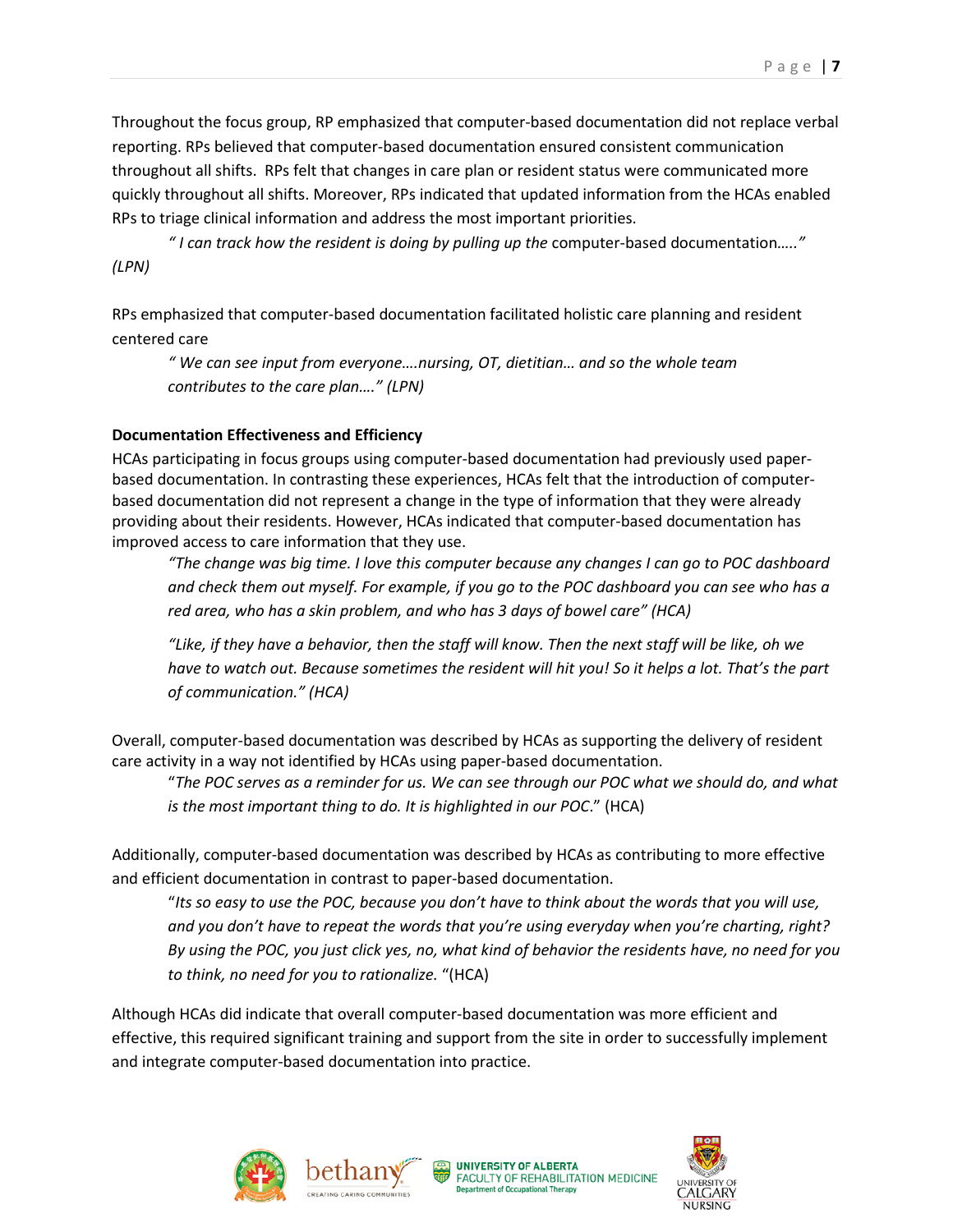Throughout the focus group, RP emphasized that computer-based documentation did not replace verbal reporting. RPs believed that computer-based documentation ensured consistent communication throughout all shifts. RPs felt that changes in care plan or resident status were communicated more quickly throughout all shifts. Moreover, RPs indicated that updated information from the HCAs enabled RPs to triage clinical information and address the most important priorities.

> *" I can track how the resident is doing by pulling up the* computer-based documentation*….." (LPN)*

RPs emphasized that computer-based documentation facilitated holistic care planning and resident centered care

> *" We can see input from everyone….nursing, OT, dietitian… and so the whole team contributes to the care plan…." (LPN)*

**Documentation Effectiveness and Efficiency**

HCAs participating in focus groups using computer-based documentation had previously used paper-based documentation. In contrasting these experiences, HCAs felt that the introduction of computer-based documentation did not represent a change in the type of information that they were already providing about their residents. However, HCAs indicated that computer-based documentation has improved access to care information that they use.

> *"The change was big time. I love this computer because any changes I can go to POC dashboard and check them out myself. For example, if you go to the POC dashboard you can see who has a red area, who has a skin problem, and who has 3 days of bowel care" (HCA)*

> *"Like, if they have a behavior, then the staff will know. Then the next staff will be like, oh we have to watch out. Because sometimes the resident will hit you! So it helps a lot. That's the part of communication." (HCA)*

Overall, computer-based documentation was described by HCAs as supporting the delivery of resident care activity in a way not identified by HCAs using paper-based documentation.

> "*The POC serves as a reminder for us. We can see through our POC what we should do, and what is the most important thing to do. It is highlighted in our POC*." (HCA)

Additionally, computer-based documentation was described by HCAs as contributing to more effective and efficient documentation in contrast to paper-based documentation.

> "*Its so easy to use the POC, because you don't have to think about the words that you will use, and you don't have to repeat the words that you're using everyday when you're charting, right? By using the POC, you just click yes, no, what kind of behavior the residents have, no need for you to think, no need for you to rationalize.* "(HCA)

Although HCAs did indicate that overall computer-based documentation was more efficient and effective, this required significant training and support from the site in order to successfully implement and integrate computer-based documentation into practice.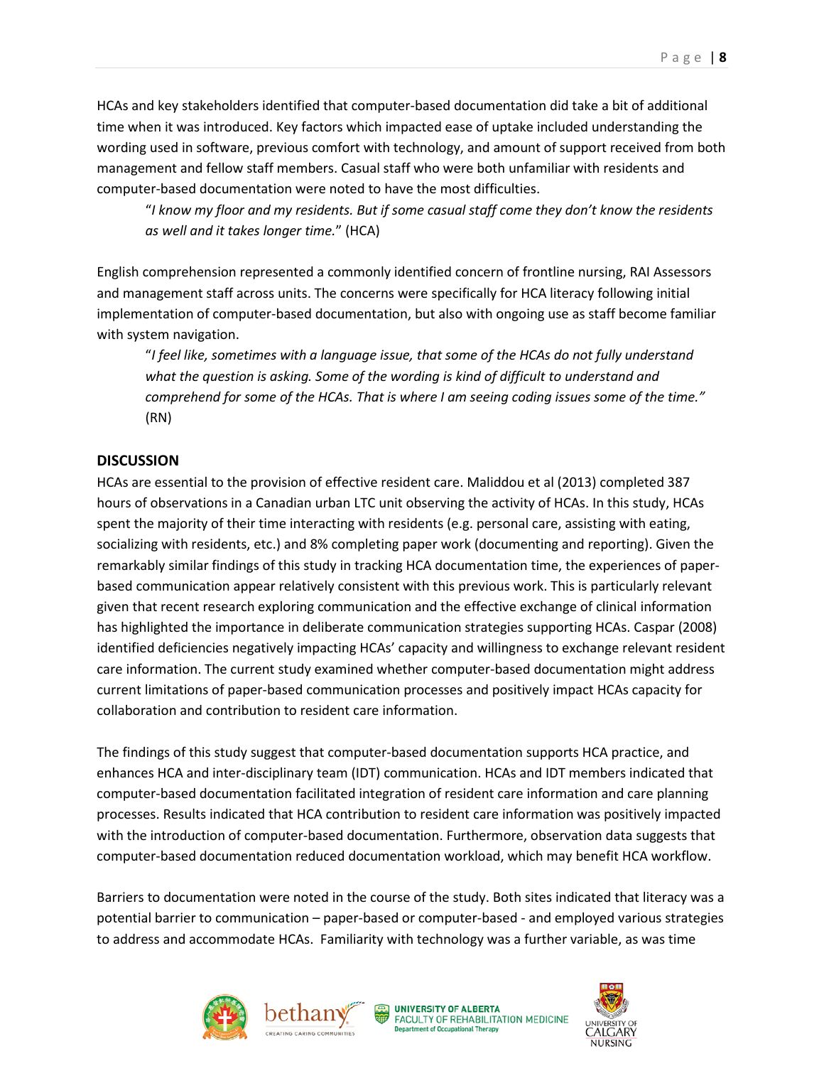HCAs and key stakeholders identified that computer-based documentation did take a bit of additional time when it was introduced. Key factors which impacted ease of uptake included understanding the wording used in software, previous comfort with technology, and amount of support received from both management and fellow staff members. Casual staff who were both unfamiliar with residents and computer-based documentation were noted to have the most difficulties.

> "*I know my floor and my residents. But if some casual staff come they don't know the residents as well and it takes longer time.*" (HCA)

English comprehension represented a commonly identified concern of frontline nursing, RAI Assessors and management staff across units. The concerns were specifically for HCA literacy following initial implementation of computer-based documentation, but also with ongoing use as staff become familiar with system navigation.

> "*I feel like, sometimes with a language issue, that some of the HCAs do not fully understand what the question is asking. Some of the wording is kind of difficult to understand and comprehend for some of the HCAs. That is where I am seeing coding issues some of the time."* (RN)

## DISCUSSION

HCAs are essential to the provision of effective resident care. Maliddou et al (2013) completed 387 hours of observations in a Canadian urban LTC unit observing the activity of HCAs. In this study, HCAs spent the majority of their time interacting with residents (e.g. personal care, assisting with eating, socializing with residents, etc.) and 8% completing paper work (documenting and reporting). Given the remarkably similar findings of this study in tracking HCA documentation time, the experiences of paper-based communication appear relatively consistent with this previous work. This is particularly relevant given that recent research exploring communication and the effective exchange of clinical information has highlighted the importance in deliberate communication strategies supporting HCAs. Caspar (2008) identified deficiencies negatively impacting HCAs' capacity and willingness to exchange relevant resident care information. The current study examined whether computer-based documentation might address current limitations of paper-based communication processes and positively impact HCAs capacity for collaboration and contribution to resident care information.

The findings of this study suggest that computer-based documentation supports HCA practice, and enhances HCA and inter-disciplinary team (IDT) communication. HCAs and IDT members indicated that computer-based documentation facilitated integration of resident care information and care planning processes. Results indicated that HCA contribution to resident care information was positively impacted with the introduction of computer-based documentation. Furthermore, observation data suggests that computer-based documentation reduced documentation workload, which may benefit HCA workflow.

Barriers to documentation were noted in the course of the study. Both sites indicated that literacy was a potential barrier to communication – paper-based or computer-based - and employed various strategies to address and accommodate HCAs. Familiarity with technology was a further variable, as was time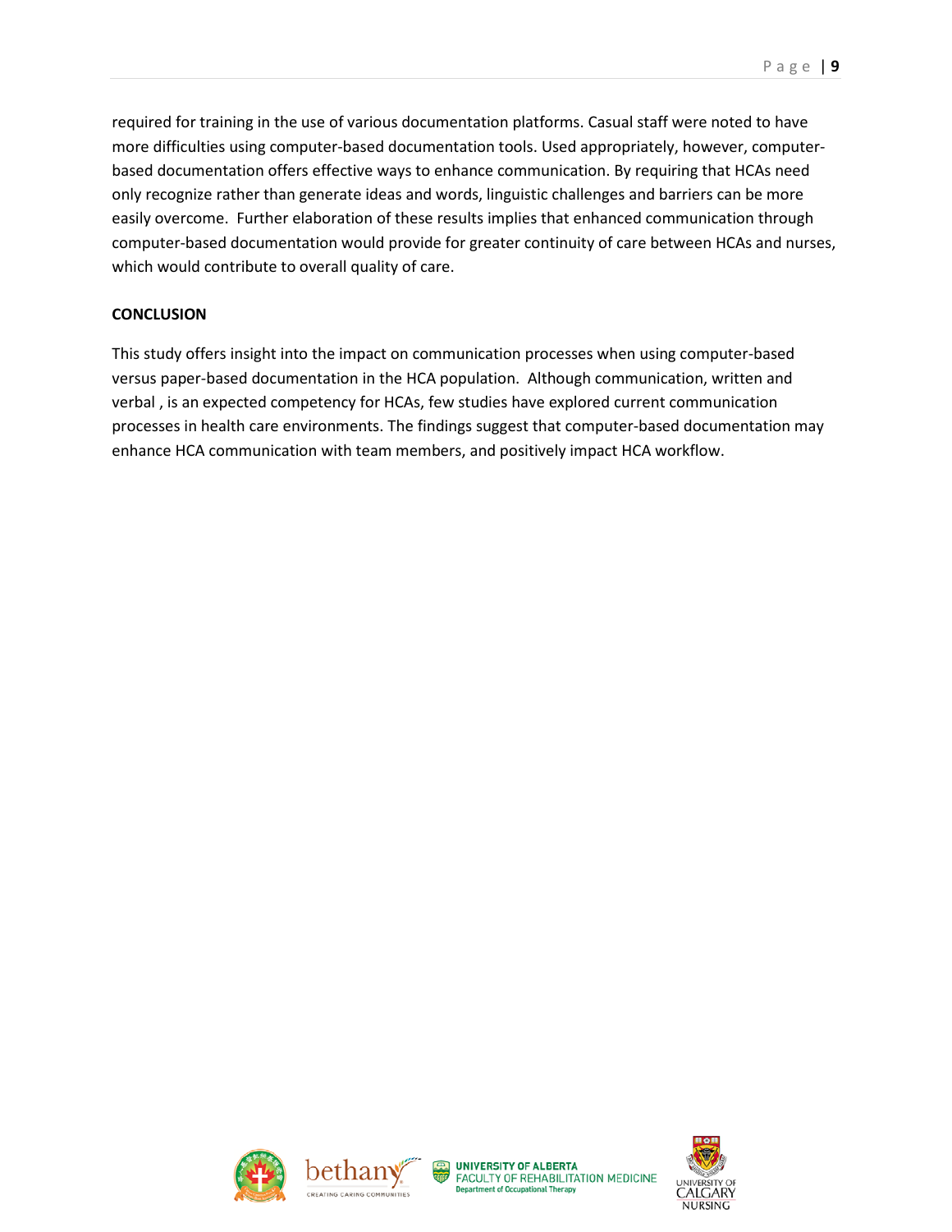required for training in the use of various documentation platforms. Casual staff were noted to have more difficulties using computer-based documentation tools. Used appropriately, however, computer-based documentation offers effective ways to enhance communication. By requiring that HCAs need only recognize rather than generate ideas and words, linguistic challenges and barriers can be more easily overcome. Further elaboration of these results implies that enhanced communication through computer-based documentation would provide for greater continuity of care between HCAs and nurses, which would contribute to overall quality of care.

**CONCLUSION**

This study offers insight into the impact on communication processes when using computer-based versus paper-based documentation in the HCA population. Although communication, written and verbal , is an expected competency for HCAs, few studies have explored current communication processes in health care environments. The findings suggest that computer-based documentation may enhance HCA communication with team members, and positively impact HCA workflow.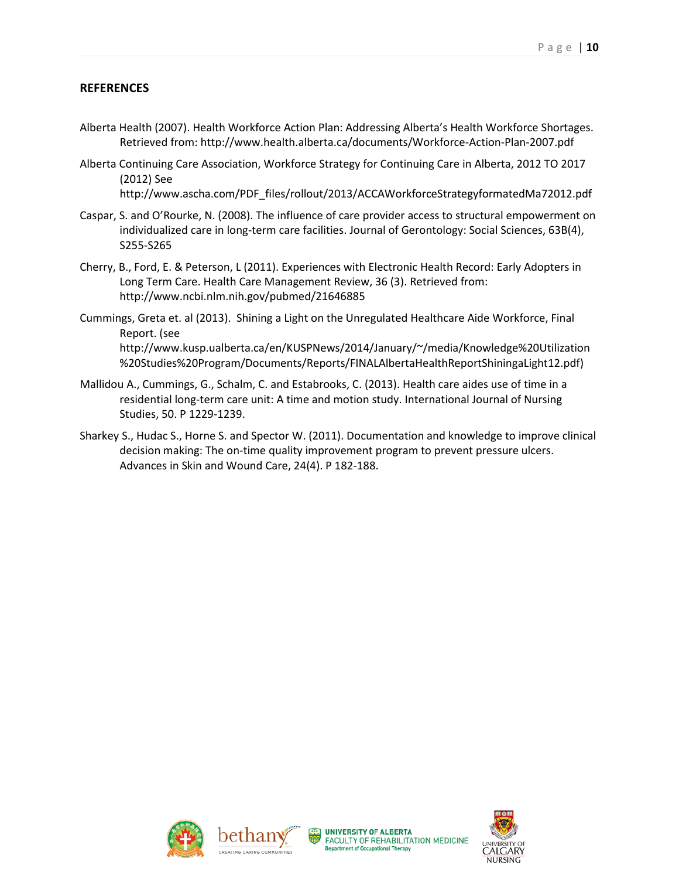## REFERENCES

Alberta Health (2007). Health Workforce Action Plan: Addressing Alberta's Health Workforce Shortages. Retrieved from: http://www.health.alberta.ca/documents/Workforce-Action-Plan-2007.pdf

Alberta Continuing Care Association, Workforce Strategy for Continuing Care in Alberta, 2012 TO 2017 (2012) See http://www.ascha.com/PDF_files/rollout/2013/ACCAWorkforceStrategyformatedMa72012.pdf

Caspar, S. and O'Rourke, N. (2008). The influence of care provider access to structural empowerment on individualized care in long-term care facilities. Journal of Gerontology: Social Sciences, 63B(4), S255-S265

Cherry, B., Ford, E. & Peterson, L (2011). Experiences with Electronic Health Record: Early Adopters in Long Term Care. Health Care Management Review, 36 (3). Retrieved from: http://www.ncbi.nlm.nih.gov/pubmed/21646885

Cummings, Greta et. al (2013). Shining a Light on the Unregulated Healthcare Aide Workforce, Final Report. (see http://www.kusp.ualberta.ca/en/KUSPNews/2014/January/~/media/Knowledge%20Utilization%20Studies%20Program/Documents/Reports/FINALAlbertaHealthReportShiningaLight12.pdf)

Mallidou A., Cummings, G., Schalm, C. and Estabrooks, C. (2013). Health care aides use of time in a residential long-term care unit: A time and motion study. International Journal of Nursing Studies, 50. P 1229-1239.

Sharkey S., Hudac S., Horne S. and Spector W. (2011). Documentation and knowledge to improve clinical decision making: The on-time quality improvement program to prevent pressure ulcers. Advances in Skin and Wound Care, 24(4). P 182-188.